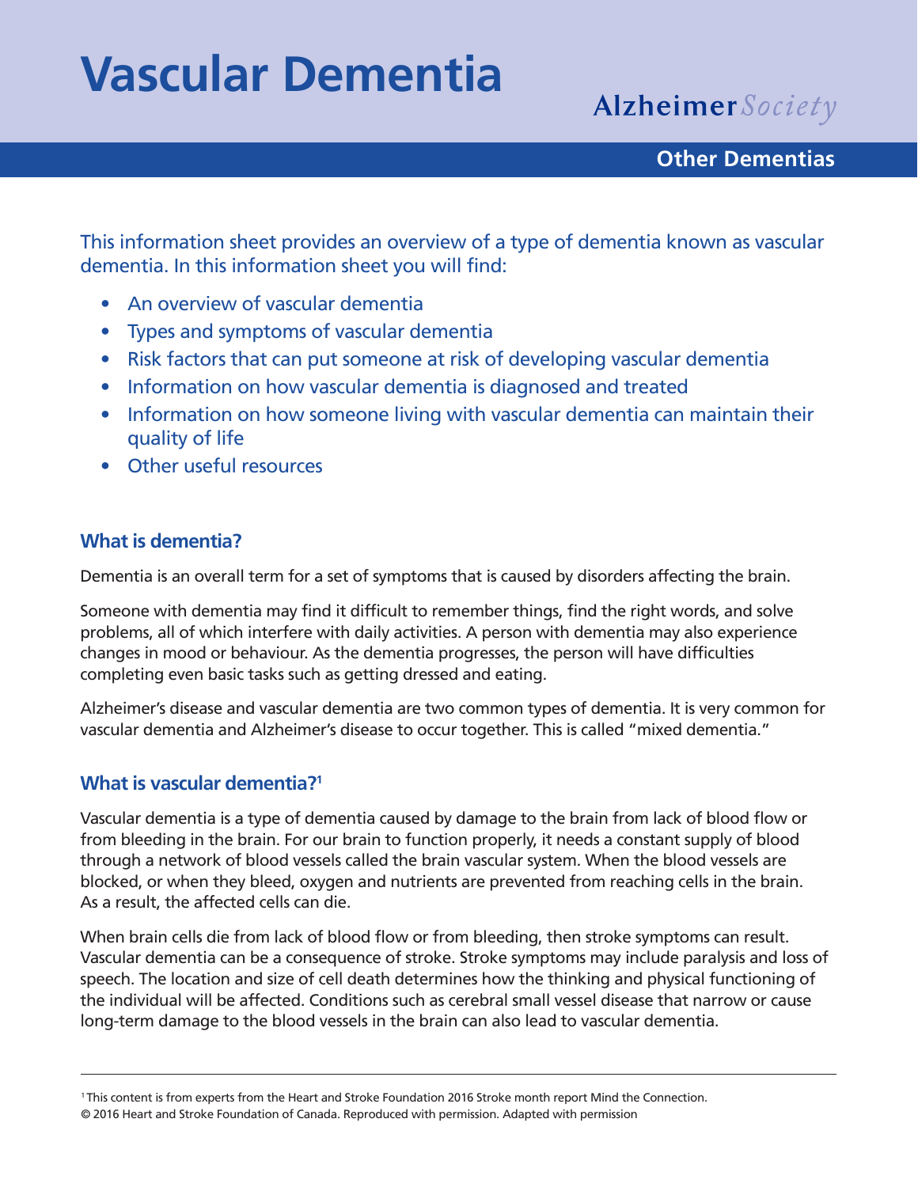# Vascular Dementia

Alzheimer Society

**Other Dementias**

This information sheet provides an overview of a type of dementia known as vascular dementia. In this information sheet you will find:

- An overview of vascular dementia
- Types and symptoms of vascular dementia
- Risk factors that can put someone at risk of developing vascular dementia
- Information on how vascular dementia is diagnosed and treated
- Information on how someone living with vascular dementia can maintain their quality of life
- Other useful resources

## What is dementia?

Dementia is an overall term for a set of symptoms that is caused by disorders affecting the brain.

Someone with dementia may find it difficult to remember things, find the right words, and solve problems, all of which interfere with daily activities. A person with dementia may also experience changes in mood or behaviour. As the dementia progresses, the person will have difficulties completing even basic tasks such as getting dressed and eating.

Alzheimer's disease and vascular dementia are two common types of dementia. It is very common for vascular dementia and Alzheimer's disease to occur together. This is called "mixed dementia."

## What is vascular dementia?[1]

Vascular dementia is a type of dementia caused by damage to the brain from lack of blood flow or from bleeding in the brain. For our brain to function properly, it needs a constant supply of blood through a network of blood vessels called the brain vascular system. When the blood vessels are blocked, or when they bleed, oxygen and nutrients are prevented from reaching cells in the brain. As a result, the affected cells can die.

When brain cells die from lack of blood flow or from bleeding, then stroke symptoms can result. Vascular dementia can be a consequence of stroke. Stroke symptoms may include paralysis and loss of speech. The location and size of cell death determines how the thinking and physical functioning of the individual will be affected. Conditions such as cerebral small vessel disease that narrow or cause long-term damage to the blood vessels in the brain can also lead to vascular dementia.

---

[1] This content is from experts from the Heart and Stroke Foundation 2016 Stroke month report Mind the Connection.
© 2016 Heart and Stroke Foundation of Canada. Reproduced with permission. Adapted with permission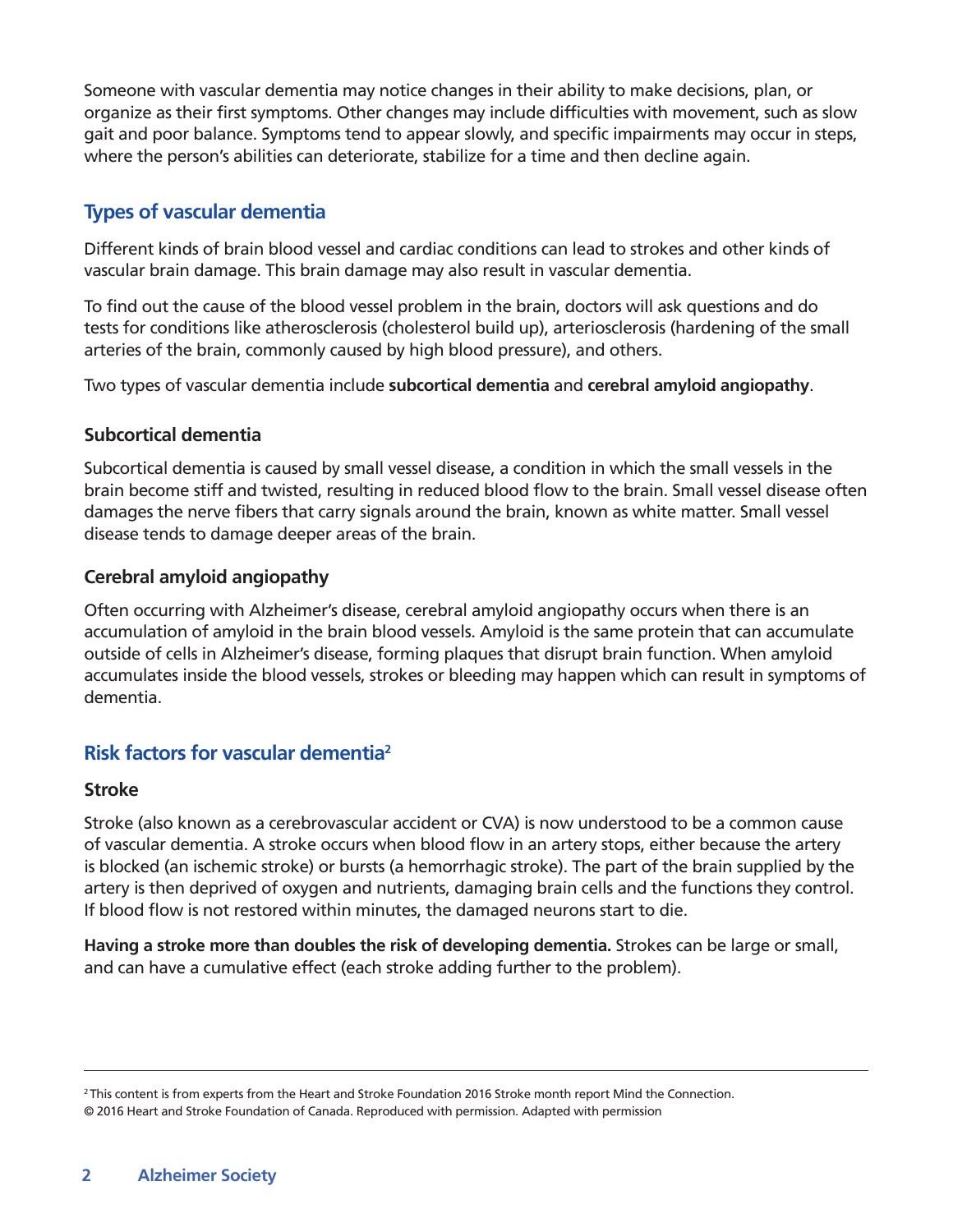Someone with vascular dementia may notice changes in their ability to make decisions, plan, or organize as their first symptoms. Other changes may include difficulties with movement, such as slow gait and poor balance. Symptoms tend to appear slowly, and specific impairments may occur in steps, where the person's abilities can deteriorate, stabilize for a time and then decline again.

## Types of vascular dementia

Different kinds of brain blood vessel and cardiac conditions can lead to strokes and other kinds of vascular brain damage. This brain damage may also result in vascular dementia.

To find out the cause of the blood vessel problem in the brain, doctors will ask questions and do tests for conditions like atherosclerosis (cholesterol build up), arteriosclerosis (hardening of the small arteries of the brain, commonly caused by high blood pressure), and others.

Two types of vascular dementia include **subcortical dementia** and **cerebral amyloid angiopathy**.

### Subcortical dementia

Subcortical dementia is caused by small vessel disease, a condition in which the small vessels in the brain become stiff and twisted, resulting in reduced blood flow to the brain. Small vessel disease often damages the nerve fibers that carry signals around the brain, known as white matter. Small vessel disease tends to damage deeper areas of the brain.

### Cerebral amyloid angiopathy

Often occurring with Alzheimer's disease, cerebral amyloid angiopathy occurs when there is an accumulation of amyloid in the brain blood vessels. Amyloid is the same protein that can accumulate outside of cells in Alzheimer's disease, forming plaques that disrupt brain function. When amyloid accumulates inside the blood vessels, strokes or bleeding may happen which can result in symptoms of dementia.

## Risk factors for vascular dementia[2]

### Stroke

Stroke (also known as a cerebrovascular accident or CVA) is now understood to be a common cause of vascular dementia. A stroke occurs when blood flow in an artery stops, either because the artery is blocked (an ischemic stroke) or bursts (a hemorrhagic stroke). The part of the brain supplied by the artery is then deprived of oxygen and nutrients, damaging brain cells and the functions they control. If blood flow is not restored within minutes, the damaged neurons start to die.

**Having a stroke more than doubles the risk of developing dementia.** Strokes can be large or small, and can have a cumulative effect (each stroke adding further to the problem).

---

[2] This content is from experts from the Heart and Stroke Foundation 2016 Stroke month report Mind the Connection.
© 2016 Heart and Stroke Foundation of Canada. Reproduced with permission. Adapted with permission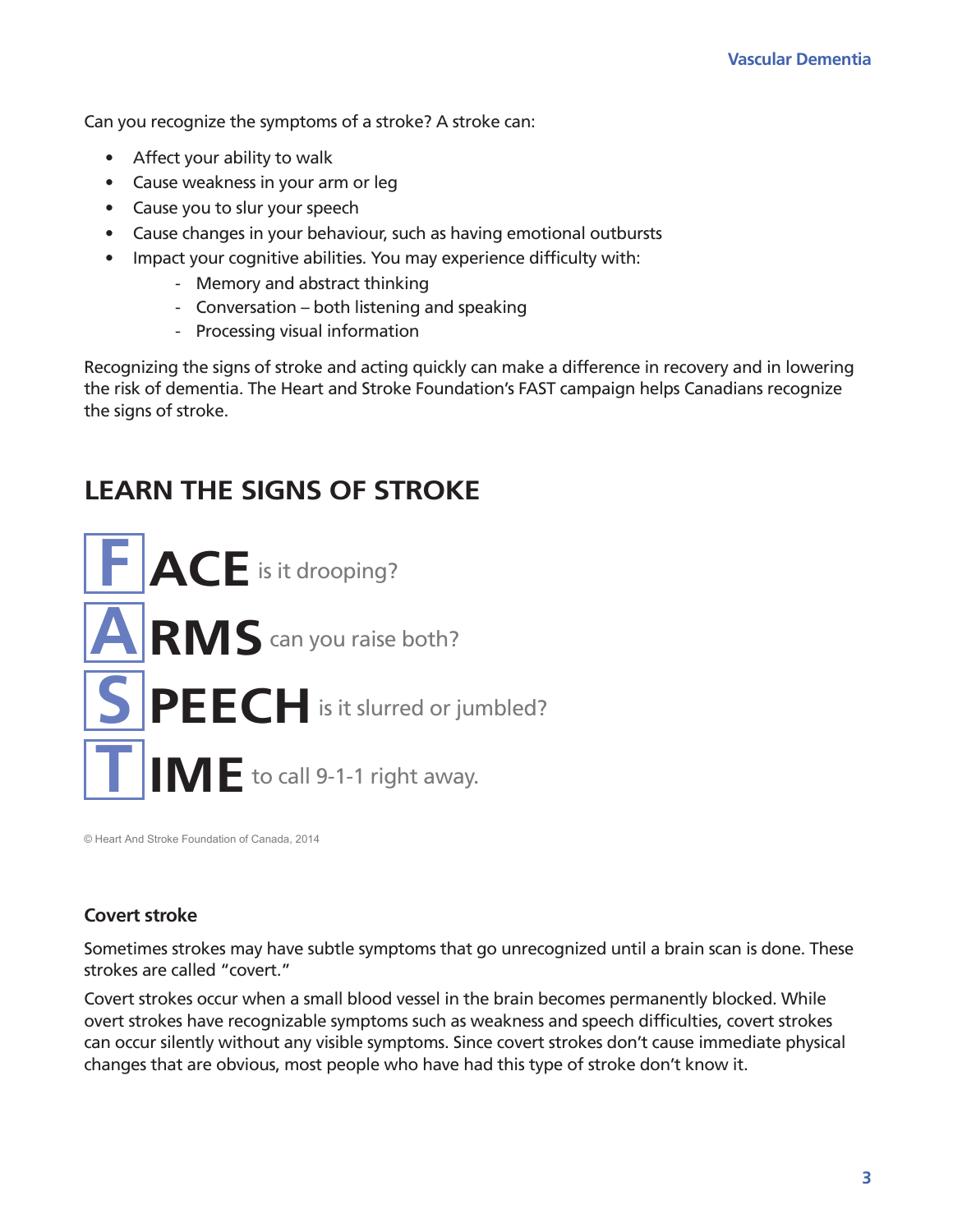Can you recognize the symptoms of a stroke? A stroke can:

- Affect your ability to walk
- Cause weakness in your arm or leg
- Cause you to slur your speech
- Cause changes in your behaviour, such as having emotional outbursts
- Impact your cognitive abilities. You may experience difficulty with:
    - Memory and abstract thinking
    - Conversation – both listening and speaking
    - Processing visual information

Recognizing the signs of stroke and acting quickly can make a difference in recovery and in lowering the risk of dementia. The Heart and Stroke Foundation's FAST campaign helps Canadians recognize the signs of stroke.

## LEARN THE SIGNS OF STROKE

**F ACE** is it drooping?

**A RMS** can you raise both?

**S PEECH** is it slurred or jumbled?

**T IME** to call 9-1-1 right away.

© Heart And Stroke Foundation of Canada, 2014

### Covert stroke

Sometimes strokes may have subtle symptoms that go unrecognized until a brain scan is done. These strokes are called "covert."

Covert strokes occur when a small blood vessel in the brain becomes permanently blocked. While overt strokes have recognizable symptoms such as weakness and speech difficulties, covert strokes can occur silently without any visible symptoms. Since covert strokes don't cause immediate physical changes that are obvious, most people who have had this type of stroke don't know it.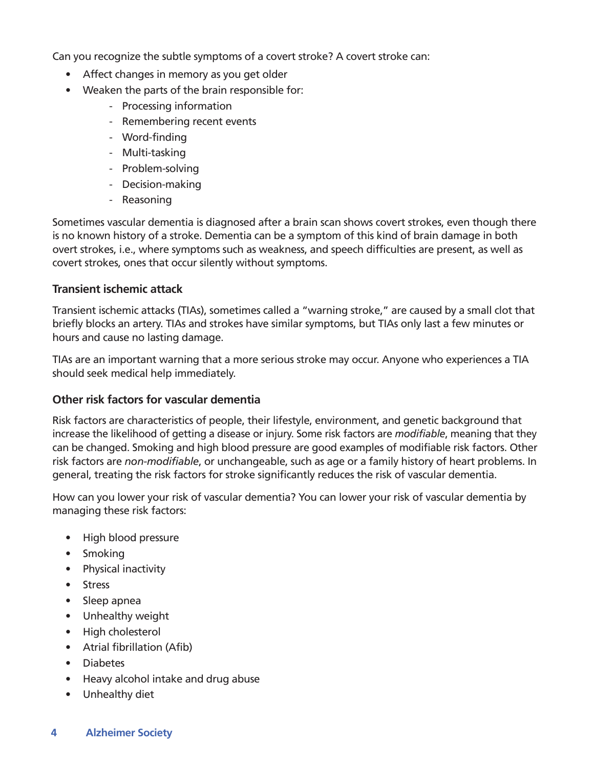Can you recognize the subtle symptoms of a covert stroke? A covert stroke can:

- Affect changes in memory as you get older
- Weaken the parts of the brain responsible for:
    - Processing information
    - Remembering recent events
    - Word-finding
    - Multi-tasking
    - Problem-solving
    - Decision-making
    - Reasoning

Sometimes vascular dementia is diagnosed after a brain scan shows covert strokes, even though there is no known history of a stroke. Dementia can be a symptom of this kind of brain damage in both overt strokes, i.e., where symptoms such as weakness, and speech difficulties are present, as well as covert strokes, ones that occur silently without symptoms.

### Transient ischemic attack

Transient ischemic attacks (TIAs), sometimes called a "warning stroke," are caused by a small clot that briefly blocks an artery. TIAs and strokes have similar symptoms, but TIAs only last a few minutes or hours and cause no lasting damage.

TIAs are an important warning that a more serious stroke may occur. Anyone who experiences a TIA should seek medical help immediately.

### Other risk factors for vascular dementia

Risk factors are characteristics of people, their lifestyle, environment, and genetic background that increase the likelihood of getting a disease or injury. Some risk factors are *modifiable*, meaning that they can be changed. Smoking and high blood pressure are good examples of modifiable risk factors. Other risk factors are *non-modifiable*, or unchangeable, such as age or a family history of heart problems. In general, treating the risk factors for stroke significantly reduces the risk of vascular dementia.

How can you lower your risk of vascular dementia? You can lower your risk of vascular dementia by managing these risk factors:

- High blood pressure
- Smoking
- Physical inactivity
- Stress
- Sleep apnea
- Unhealthy weight
- High cholesterol
- Atrial fibrillation (Afib)
- Diabetes
- Heavy alcohol intake and drug abuse
- Unhealthy diet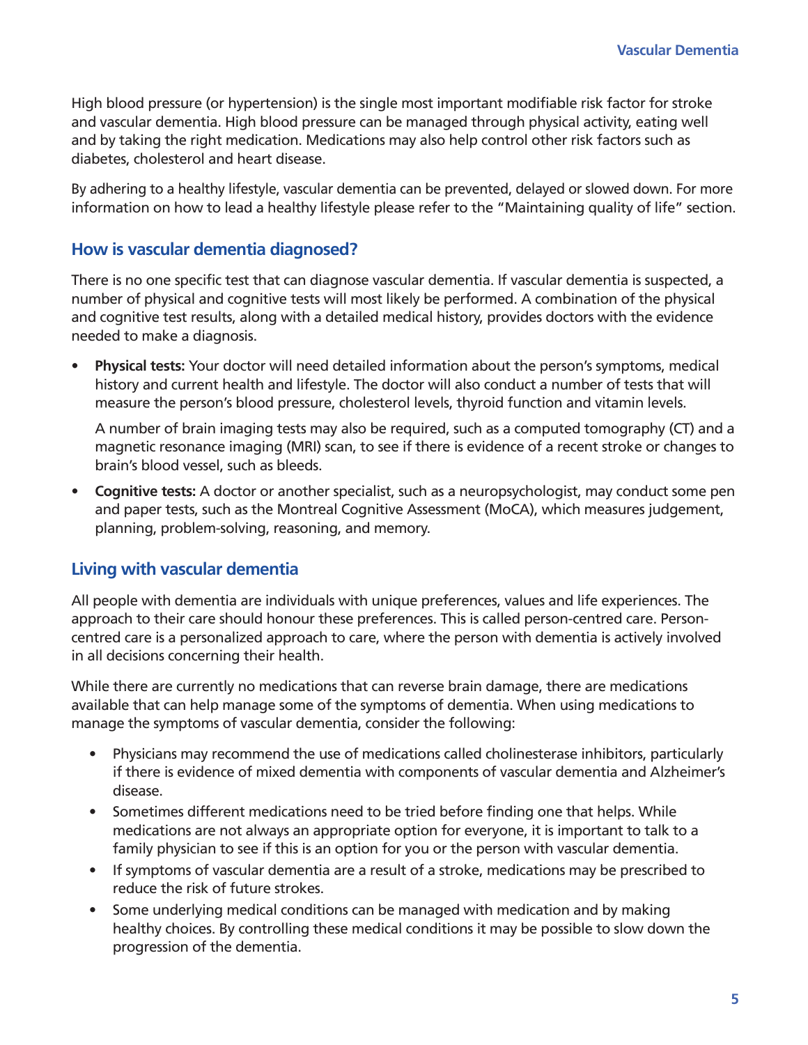High blood pressure (or hypertension) is the single most important modifiable risk factor for stroke and vascular dementia. High blood pressure can be managed through physical activity, eating well and by taking the right medication. Medications may also help control other risk factors such as diabetes, cholesterol and heart disease.

By adhering to a healthy lifestyle, vascular dementia can be prevented, delayed or slowed down. For more information on how to lead a healthy lifestyle please refer to the "Maintaining quality of life" section.

## How is vascular dementia diagnosed?

There is no one specific test that can diagnose vascular dementia. If vascular dementia is suspected, a number of physical and cognitive tests will most likely be performed. A combination of the physical and cognitive test results, along with a detailed medical history, provides doctors with the evidence needed to make a diagnosis.

- **Physical tests:** Your doctor will need detailed information about the person's symptoms, medical history and current health and lifestyle. The doctor will also conduct a number of tests that will measure the person's blood pressure, cholesterol levels, thyroid function and vitamin levels.

  A number of brain imaging tests may also be required, such as a computed tomography (CT) and a magnetic resonance imaging (MRI) scan, to see if there is evidence of a recent stroke or changes to brain's blood vessel, such as bleeds.

- **Cognitive tests:** A doctor or another specialist, such as a neuropsychologist, may conduct some pen and paper tests, such as the Montreal Cognitive Assessment (MoCA), which measures judgement, planning, problem-solving, reasoning, and memory.

## Living with vascular dementia

All people with dementia are individuals with unique preferences, values and life experiences. The approach to their care should honour these preferences. This is called person-centred care. Person-centred care is a personalized approach to care, where the person with dementia is actively involved in all decisions concerning their health.

While there are currently no medications that can reverse brain damage, there are medications available that can help manage some of the symptoms of dementia. When using medications to manage the symptoms of vascular dementia, consider the following:

- Physicians may recommend the use of medications called cholinesterase inhibitors, particularly if there is evidence of mixed dementia with components of vascular dementia and Alzheimer's disease.
- Sometimes different medications need to be tried before finding one that helps. While medications are not always an appropriate option for everyone, it is important to talk to a family physician to see if this is an option for you or the person with vascular dementia.
- If symptoms of vascular dementia are a result of a stroke, medications may be prescribed to reduce the risk of future strokes.
- Some underlying medical conditions can be managed with medication and by making healthy choices. By controlling these medical conditions it may be possible to slow down the progression of the dementia.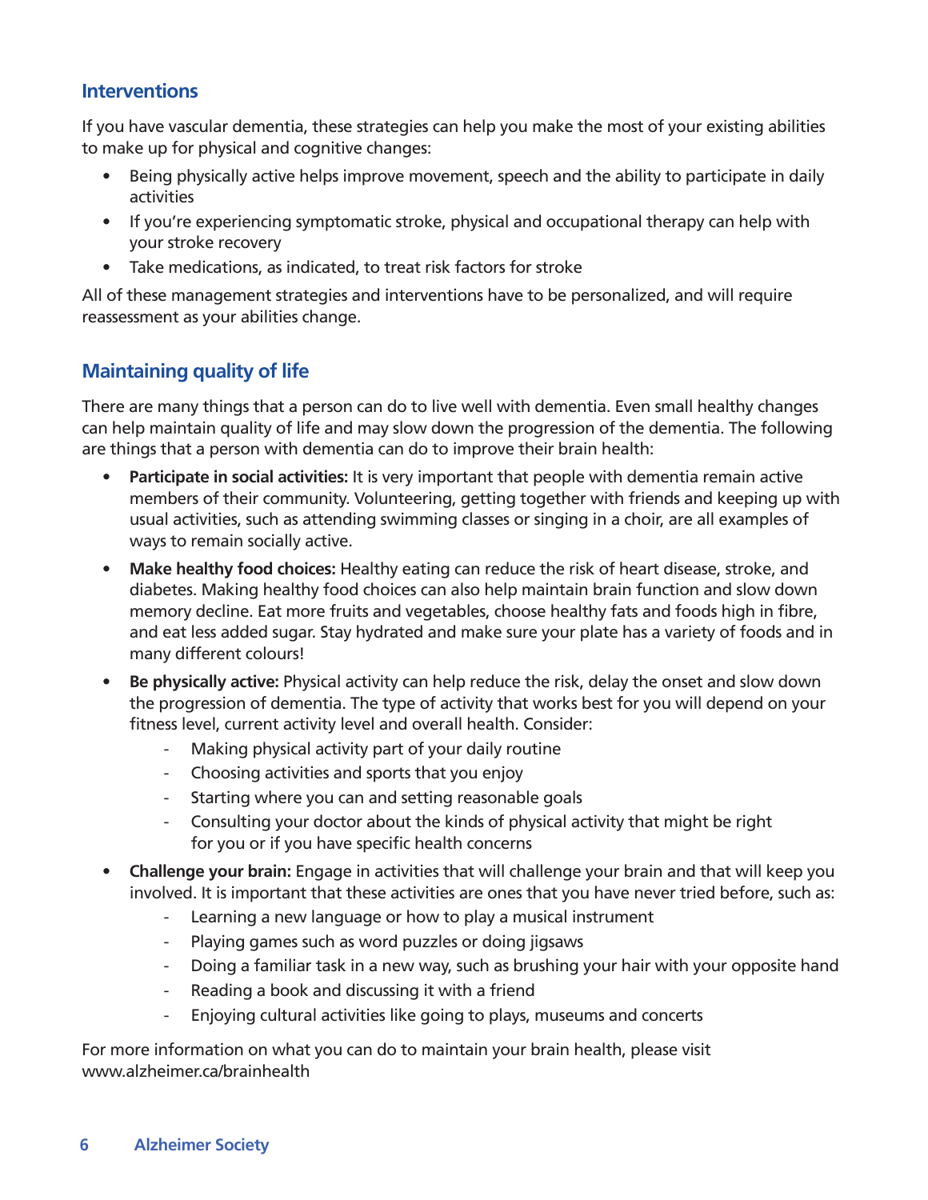## Interventions

If you have vascular dementia, these strategies can help you make the most of your existing abilities to make up for physical and cognitive changes:

- Being physically active helps improve movement, speech and the ability to participate in daily activities
- If you're experiencing symptomatic stroke, physical and occupational therapy can help with your stroke recovery
- Take medications, as indicated, to treat risk factors for stroke

All of these management strategies and interventions have to be personalized, and will require reassessment as your abilities change.

## Maintaining quality of life

There are many things that a person can do to live well with dementia. Even small healthy changes can help maintain quality of life and may slow down the progression of the dementia. The following are things that a person with dementia can do to improve their brain health:

- **Participate in social activities:** It is very important that people with dementia remain active members of their community. Volunteering, getting together with friends and keeping up with usual activities, such as attending swimming classes or singing in a choir, are all examples of ways to remain socially active.
- **Make healthy food choices:** Healthy eating can reduce the risk of heart disease, stroke, and diabetes. Making healthy food choices can also help maintain brain function and slow down memory decline. Eat more fruits and vegetables, choose healthy fats and foods high in fibre, and eat less added sugar. Stay hydrated and make sure your plate has a variety of foods and in many different colours!
- **Be physically active:** Physical activity can help reduce the risk, delay the onset and slow down the progression of dementia. The type of activity that works best for you will depend on your fitness level, current activity level and overall health. Consider:
  - Making physical activity part of your daily routine
  - Choosing activities and sports that you enjoy
  - Starting where you can and setting reasonable goals
  - Consulting your doctor about the kinds of physical activity that might be right for you or if you have specific health concerns
- **Challenge your brain:** Engage in activities that will challenge your brain and that will keep you involved. It is important that these activities are ones that you have never tried before, such as:
  - Learning a new language or how to play a musical instrument
  - Playing games such as word puzzles or doing jigsaws
  - Doing a familiar task in a new way, such as brushing your hair with your opposite hand
  - Reading a book and discussing it with a friend
  - Enjoying cultural activities like going to plays, museums and concerts

For more information on what you can do to maintain your brain health, please visit www.alzheimer.ca/brainhealth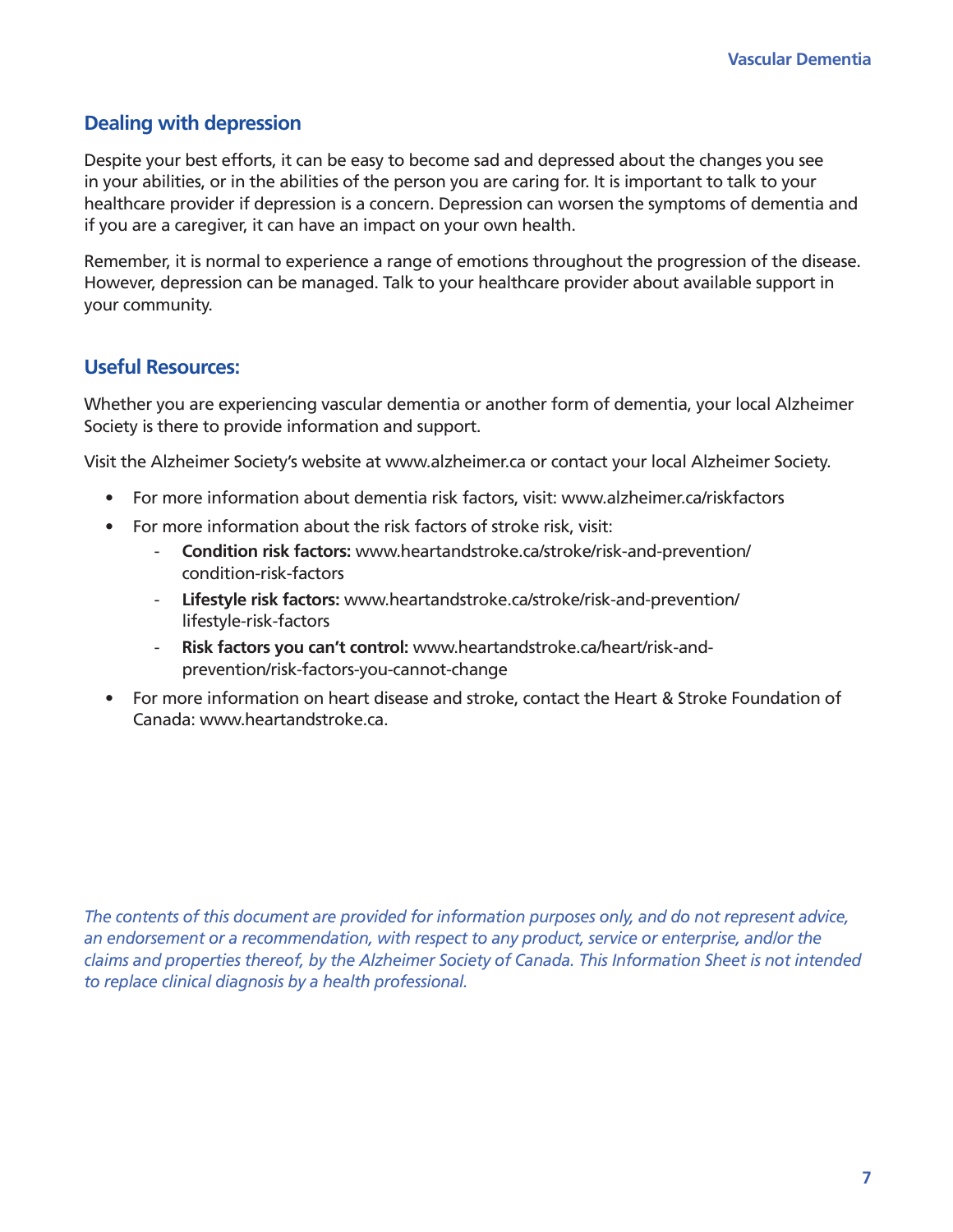## Dealing with depression

Despite your best efforts, it can be easy to become sad and depressed about the changes you see in your abilities, or in the abilities of the person you are caring for. It is important to talk to your healthcare provider if depression is a concern. Depression can worsen the symptoms of dementia and if you are a caregiver, it can have an impact on your own health.

Remember, it is normal to experience a range of emotions throughout the progression of the disease. However, depression can be managed. Talk to your healthcare provider about available support in your community.

## Useful Resources:

Whether you are experiencing vascular dementia or another form of dementia, your local Alzheimer Society is there to provide information and support.

Visit the Alzheimer Society's website at www.alzheimer.ca or contact your local Alzheimer Society.

- For more information about dementia risk factors, visit: www.alzheimer.ca/riskfactors
- For more information about the risk factors of stroke risk, visit:
  - **Condition risk factors:** www.heartandstroke.ca/stroke/risk-and-prevention/condition-risk-factors
  - **Lifestyle risk factors:** www.heartandstroke.ca/stroke/risk-and-prevention/lifestyle-risk-factors
  - **Risk factors you can't control:** www.heartandstroke.ca/heart/risk-and-prevention/risk-factors-you-cannot-change
- For more information on heart disease and stroke, contact the Heart & Stroke Foundation of Canada: www.heartandstroke.ca.

*The contents of this document are provided for information purposes only, and do not represent advice, an endorsement or a recommendation, with respect to any product, service or enterprise, and/or the claims and properties thereof, by the Alzheimer Society of Canada. This Information Sheet is not intended to replace clinical diagnosis by a health professional.*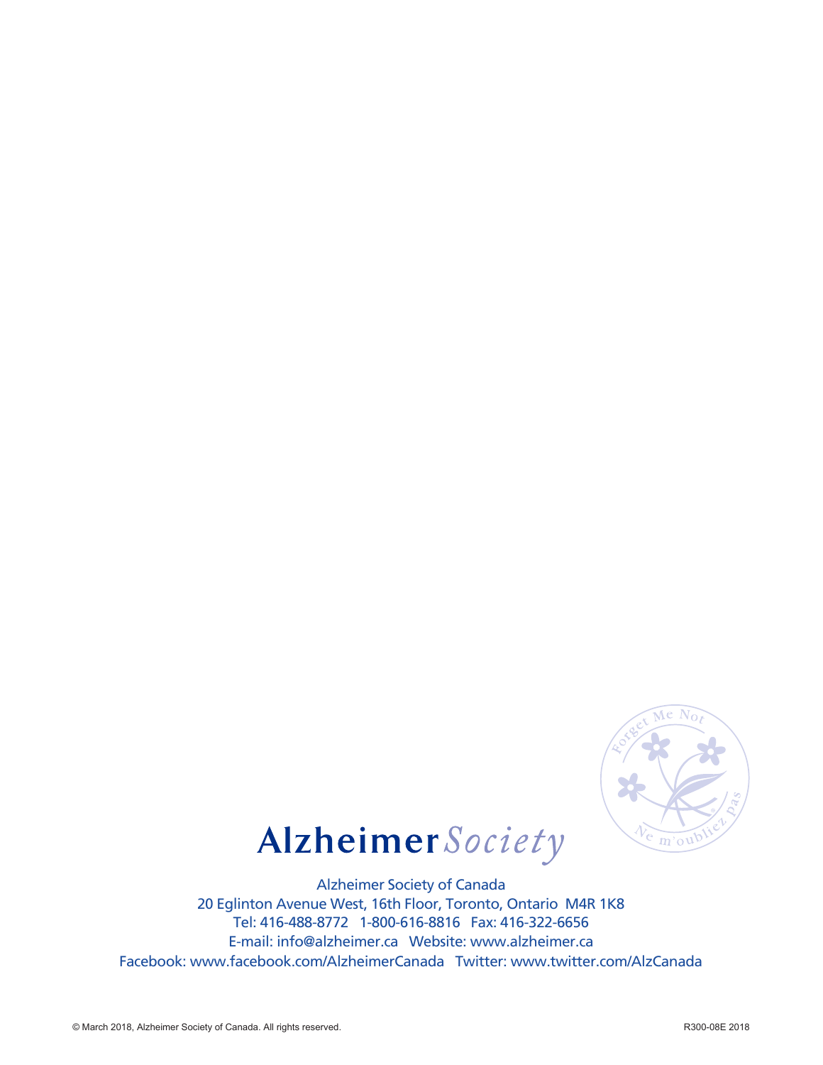Alzheimer Society

Alzheimer Society of Canada
20 Eglinton Avenue West, 16th Floor, Toronto, Ontario M4R 1K8
Tel: 416-488-8772 1-800-616-8816 Fax: 416-322-6656
E-mail: info@alzheimer.ca Website: www.alzheimer.ca
Facebook: www.facebook.com/AlzheimerCanada Twitter: www.twitter.com/AlzCanada

© March 2018, Alzheimer Society of Canada. All rights reserved.

R300-08E 2018